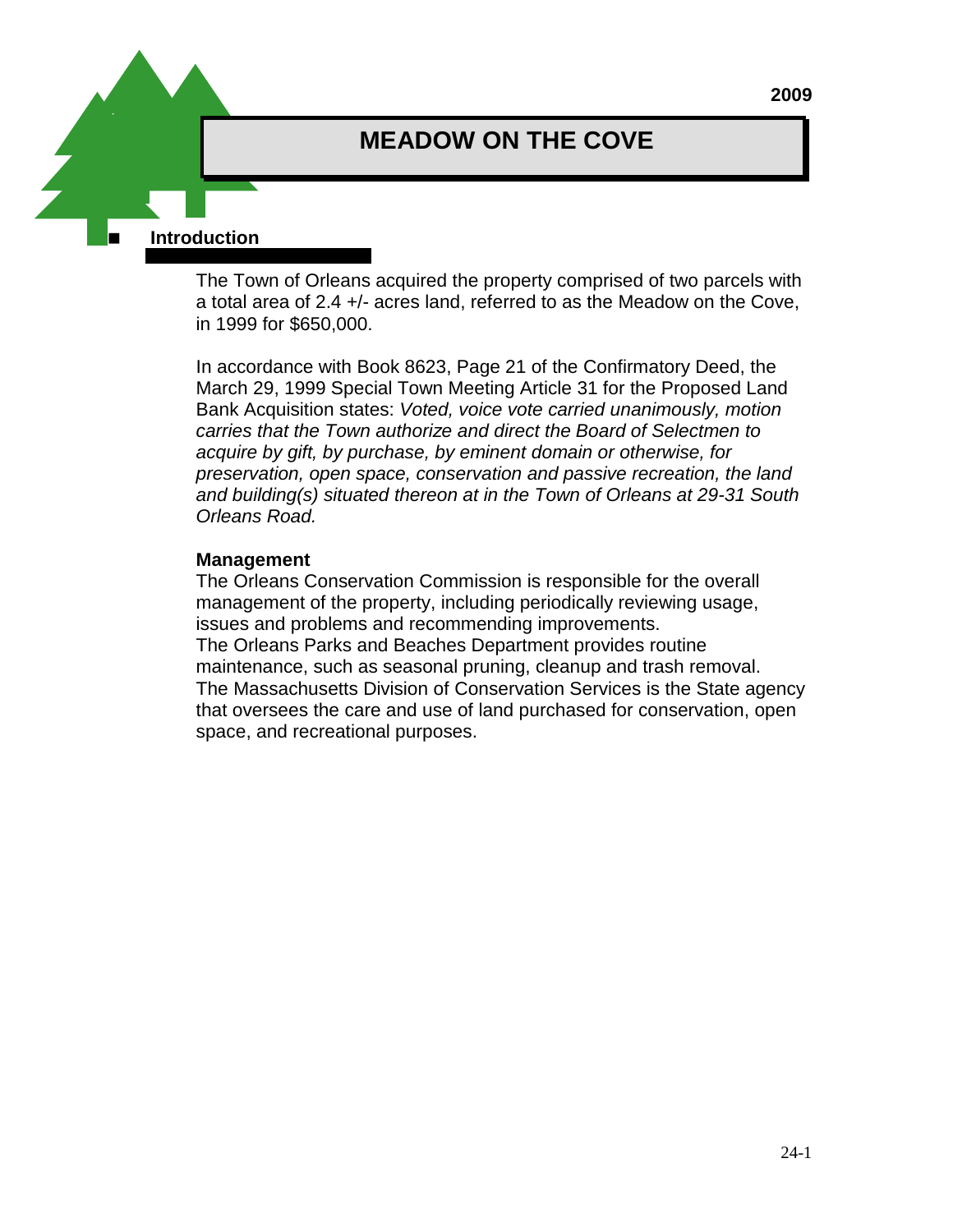2009

# MEADOW ON THE COVE

## Introduction

The Town of Orleans acquired the property comprised of two parcels with a total area of 2.4 +/- acres land, referred to as the Meadow on the Cove, in 1999 for $650,000.

In accordance with Book 8623, Page 21 of the Confirmatory Deed, the March 29, 1999 Special Town Meeting Article 31 for the Proposed Land Bank Acquisition states: *Voted, voice vote carried unanimously, motion carries that the Town authorize and direct the Board of Selectmen to acquire by gift, by purchase, by eminent domain or otherwise, for preservation, open space, conservation and passive recreation, the land and building(s) situated thereon at in the Town of Orleans at 29-31 South Orleans Road.*

**Management**

The Orleans Conservation Commission is responsible for the overall management of the property, including periodically reviewing usage, issues and problems and recommending improvements.
The Orleans Parks and Beaches Department provides routine maintenance, such as seasonal pruning, cleanup and trash removal.
The Massachusetts Division of Conservation Services is the State agency that oversees the care and use of land purchased for conservation, open space, and recreational purposes.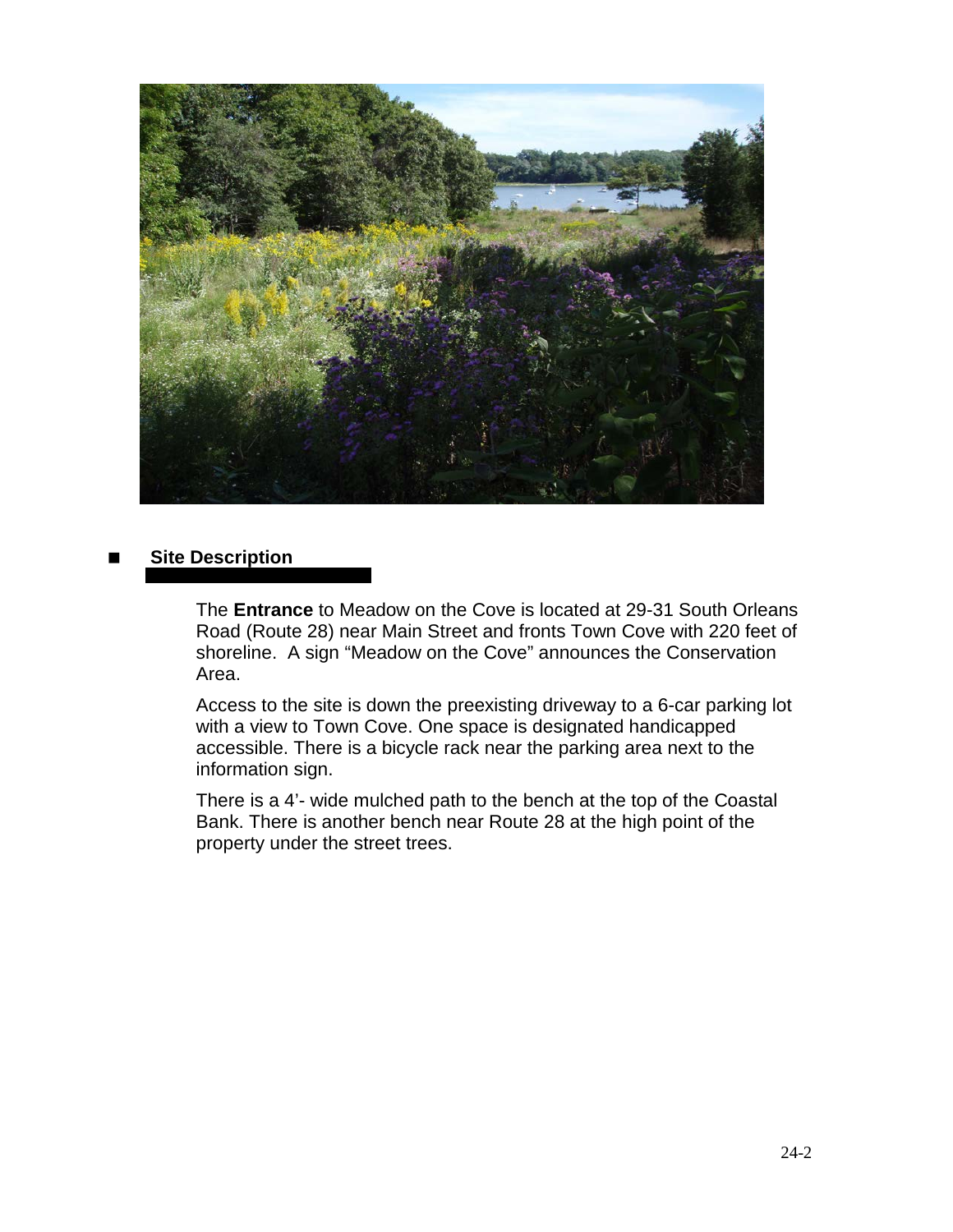## Site Description

The **Entrance** to Meadow on the Cove is located at 29-31 South Orleans Road (Route 28) near Main Street and fronts Town Cove with 220 feet of shoreline. A sign "Meadow on the Cove" announces the Conservation Area.

Access to the site is down the preexisting driveway to a 6-car parking lot with a view to Town Cove. One space is designated handicapped accessible. There is a bicycle rack near the parking area next to the information sign.

There is a 4'- wide mulched path to the bench at the top of the Coastal Bank. There is another bench near Route 28 at the high point of the property under the street trees.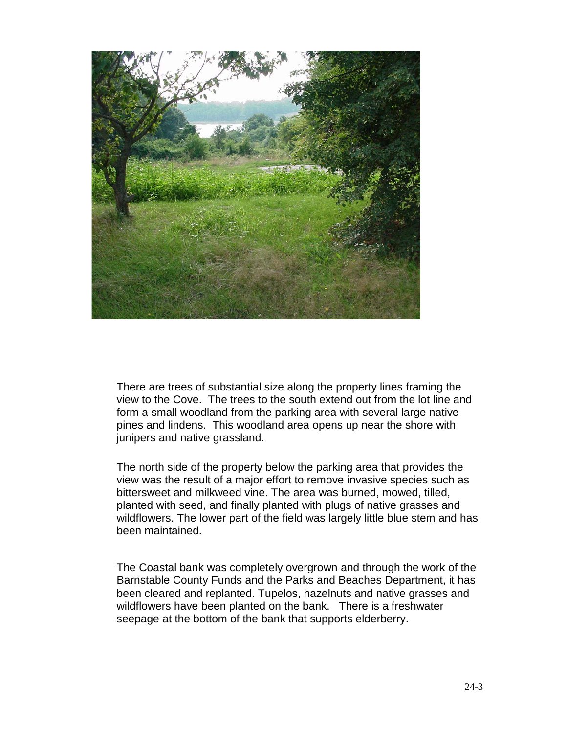There are trees of substantial size along the property lines framing the view to the Cove. The trees to the south extend out from the lot line and form a small woodland from the parking area with several large native pines and lindens. This woodland area opens up near the shore with junipers and native grassland.

The north side of the property below the parking area that provides the view was the result of a major effort to remove invasive species such as bittersweet and milkweed vine. The area was burned, mowed, tilled, planted with seed, and finally planted with plugs of native grasses and wildflowers. The lower part of the field was largely little blue stem and has been maintained.

The Coastal bank was completely overgrown and through the work of the Barnstable County Funds and the Parks and Beaches Department, it has been cleared and replanted. Tupelos, hazelnuts and native grasses and wildflowers have been planted on the bank. There is a freshwater seepage at the bottom of the bank that supports elderberry.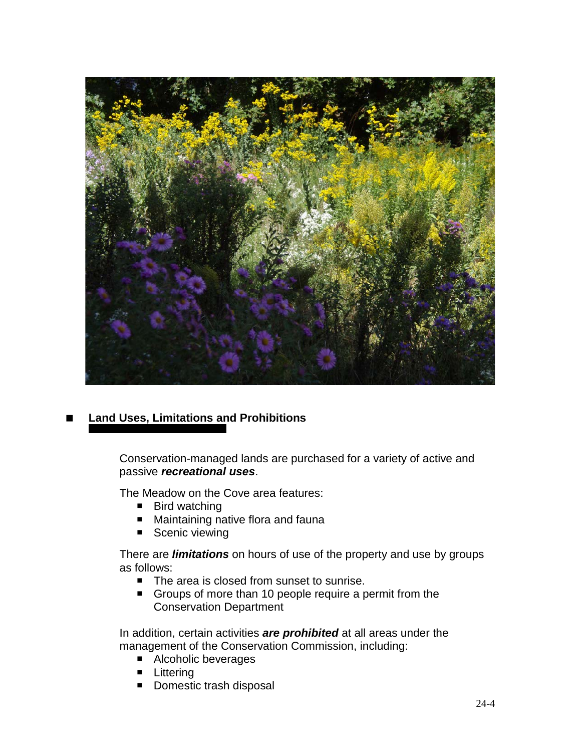## Land Uses, Limitations and Prohibitions

Conservation-managed lands are purchased for a variety of active and passive ***recreational uses***.

The Meadow on the Cove area features:

- Bird watching
- Maintaining native flora and fauna
- Scenic viewing

There are ***limitations*** on hours of use of the property and use by groups as follows:

- The area is closed from sunset to sunrise.
- Groups of more than 10 people require a permit from the Conservation Department

In addition, certain activities ***are prohibited*** at all areas under the management of the Conservation Commission, including:

- Alcoholic beverages
- Littering
- Domestic trash disposal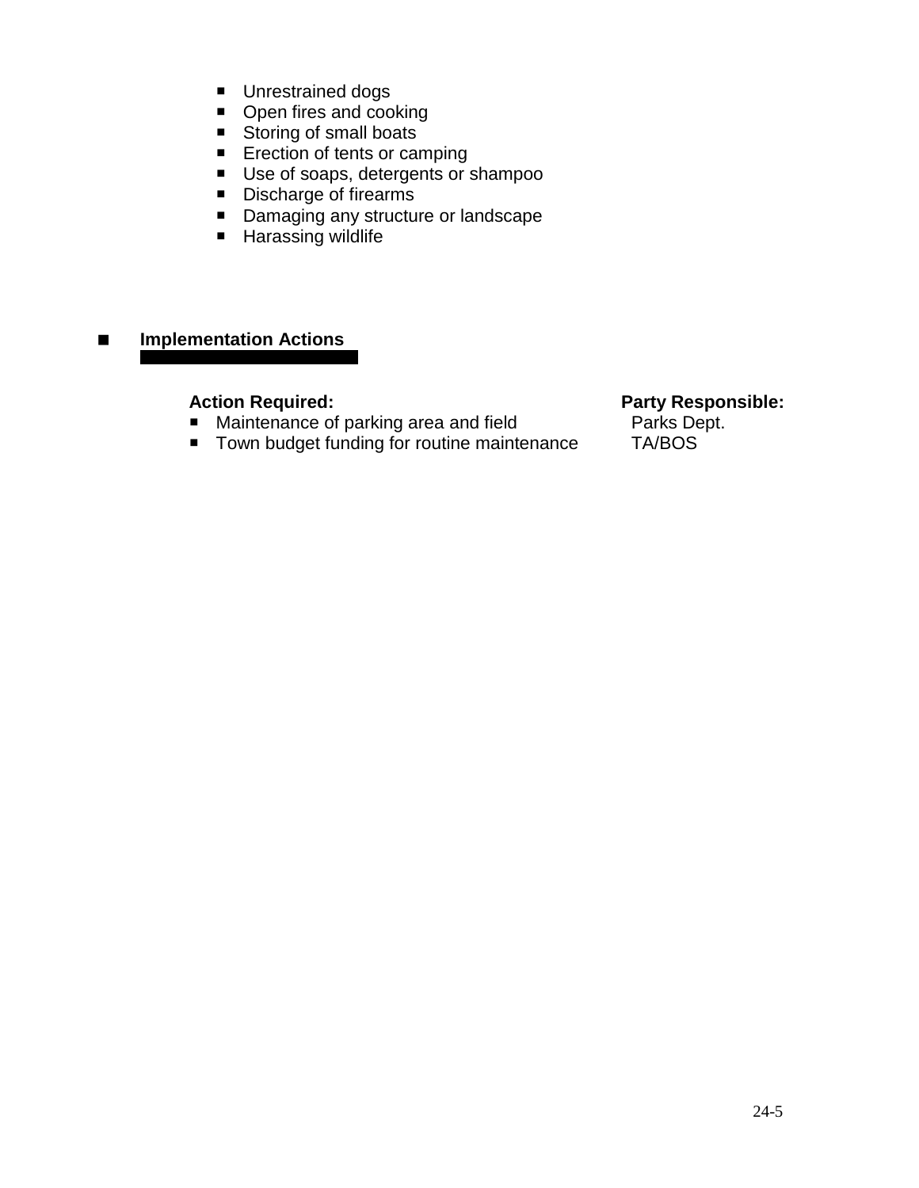- Unrestrained dogs
- Open fires and cooking
- Storing of small boats
- Erection of tents or camping
- Use of soaps, detergents or shampoo
- Discharge of firearms
- Damaging any structure or landscape
- Harassing wildlife

## Implementation Actions

| Action Required: | Party Responsible: |
|---|---|
| Maintenance of parking area and field | Parks Dept. |
| Town budget funding for routine maintenance | TA/BOS |